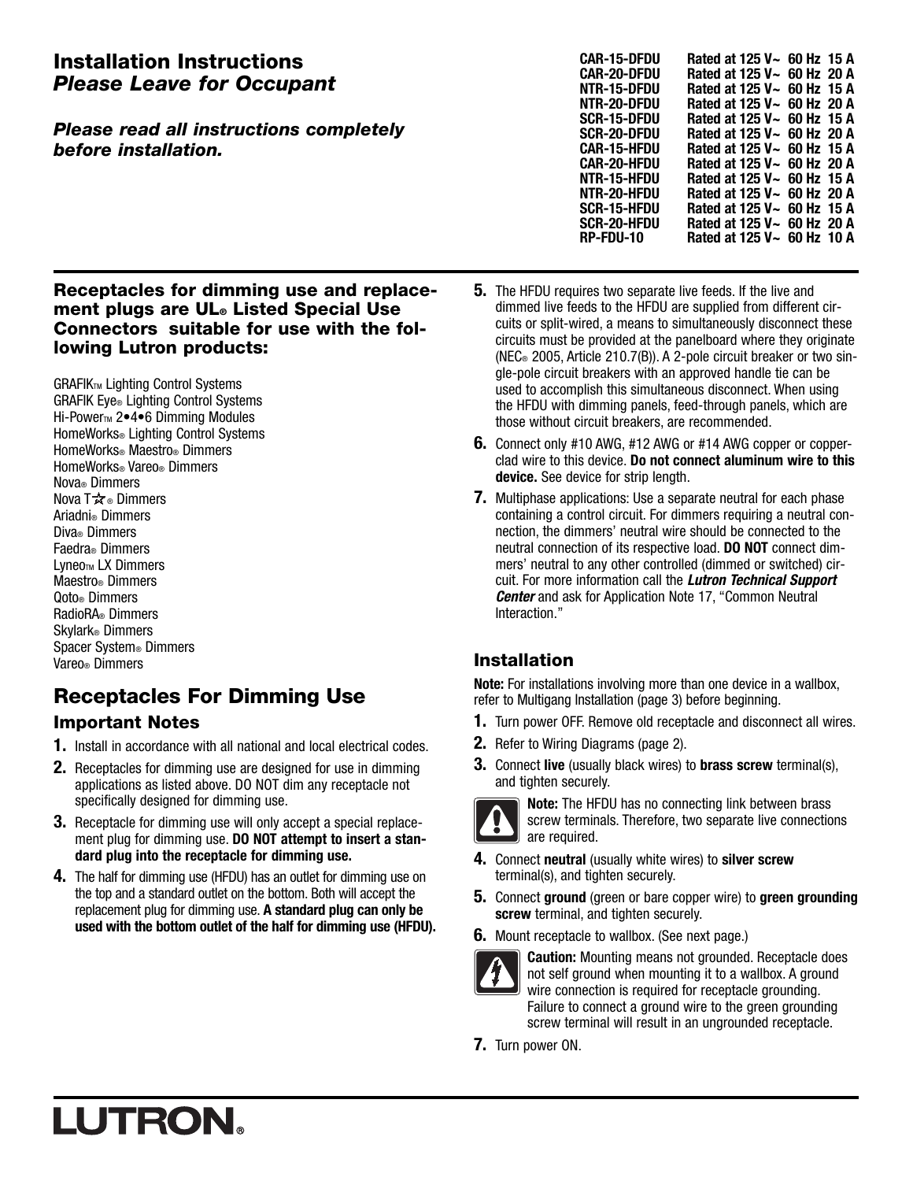# Installation Instructions
## *Please Leave for Occupant*

***Please read all instructions completely before installation.***

| Model | Rating |
|---|---|
| CAR-15-DFDU | Rated at 125 V~ 60 Hz 15 A |
| CAR-20-DFDU | Rated at 125 V~ 60 Hz 20 A |
| NTR-15-DFDU | Rated at 125 V~ 60 Hz 15 A |
| NTR-20-DFDU | Rated at 125 V~ 60 Hz 20 A |
| SCR-15-DFDU | Rated at 125 V~ 60 Hz 15 A |
| SCR-20-DFDU | Rated at 125 V~ 60 Hz 20 A |
| CAR-15-HFDU | Rated at 125 V~ 60 Hz 15 A |
| CAR-20-HFDU | Rated at 125 V~ 60 Hz 20 A |
| NTR-15-HFDU | Rated at 125 V~ 60 Hz 15 A |
| NTR-20-HFDU | Rated at 125 V~ 60 Hz 20 A |
| SCR-15-HFDU | Rated at 125 V~ 60 Hz 15 A |
| SCR-20-HFDU | Rated at 125 V~ 60 Hz 20 A |
| RP-FDU-10 | Rated at 125 V~ 60 Hz 10 A |

### Receptacles for dimming use and replacement plugs are UL® Listed Special Use Connectors suitable for use with the following Lutron products:

GRAFIK™ Lighting Control Systems
GRAFIK Eye® Lighting Control Systems
Hi-Power™ 2•4•6 Dimming Modules
HomeWorks® Lighting Control Systems
HomeWorks® Maestro® Dimmers
HomeWorks® Vareo® Dimmers
Nova® Dimmers
Nova T☆® Dimmers
Ariadni® Dimmers
Diva® Dimmers
Faedra® Dimmers
Lyneo™ LX Dimmers
Maestro® Dimmers
Qoto® Dimmers
RadioRA® Dimmers
Skylark® Dimmers
Spacer System® Dimmers
Vareo® Dimmers

## Receptacles For Dimming Use

### Important Notes

1. Install in accordance with all national and local electrical codes.
2. Receptacles for dimming use are designed for use in dimming applications as listed above. DO NOT dim any receptacle not specifically designed for dimming use.
3. Receptacle for dimming use will only accept a special replacement plug for dimming use. **DO NOT attempt to insert a standard plug into the receptacle for dimming use.**
4. The half for dimming use (HFDU) has an outlet for dimming use on the top and a standard outlet on the bottom. Both will accept the replacement plug for dimming use. **A standard plug can only be used with the bottom outlet of the half for dimming use (HFDU).**
5. The HFDU requires two separate live feeds. If the live and dimmed live feeds to the HFDU are supplied from different circuits or split-wired, a means to simultaneously disconnect these circuits must be provided at the panelboard where they originate (NEC® 2005, Article 210.7(B)). A 2-pole circuit breaker or two single-pole circuit breakers with an approved handle tie can be used to accomplish this simultaneous disconnect. When using the HFDU with dimming panels, feed-through panels, which are those without circuit breakers, are recommended.
6. Connect only #10 AWG, #12 AWG or #14 AWG copper or copper-clad wire to this device. **Do not connect aluminum wire to this device.** See device for strip length.
7. Multiphase applications: Use a separate neutral for each phase containing a control circuit. For dimmers requiring a neutral connection, the dimmers' neutral wire should be connected to the neutral connection of its respective load. **DO NOT** connect dimmers' neutral to any other controlled (dimmed or switched) circuit. For more information call the ***Lutron Technical Support Center*** and ask for Application Note 17, "Common Neutral Interaction."

### Installation

**Note:** For installations involving more than one device in a wallbox, refer to Multigang Installation (page 3) before beginning.

1. Turn power OFF. Remove old receptacle and disconnect all wires.
2. Refer to Wiring Diagrams (page 2).
3. Connect **live** (usually black wires) to **brass screw** terminal(s), and tighten securely.

   **Note:** The HFDU has no connecting link between brass screw terminals. Therefore, two separate live connections are required.
4. Connect **neutral** (usually white wires) to **silver screw** terminal(s), and tighten securely.
5. Connect **ground** (green or bare copper wire) to **green grounding screw** terminal, and tighten securely.
6. Mount receptacle to wallbox. (See next page.)

   **Caution:** Mounting means not grounded. Receptacle does not self ground when mounting it to a wallbox. A ground wire connection is required for receptacle grounding. Failure to connect a ground wire to the green grounding screw terminal will result in an ungrounded receptacle.
7. Turn power ON.

LUTRON®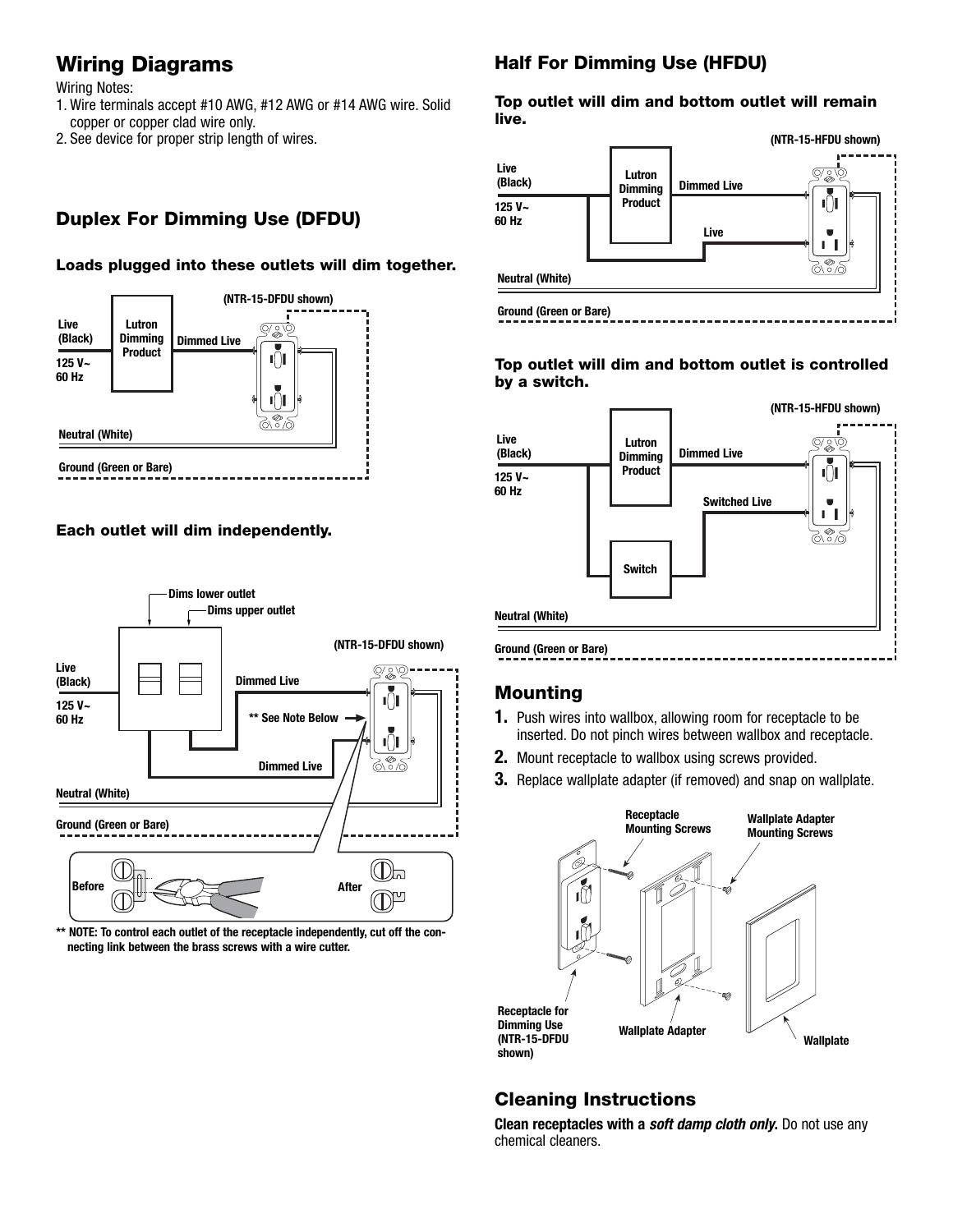## Wiring Diagrams

Wiring Notes:

1. Wire terminals accept #10 AWG, #12 AWG or #14 AWG wire. Solid copper or copper clad wire only.
2. See device for proper strip length of wires.

### Duplex For Dimming Use (DFDU)

**Loads plugged into these outlets will dim together.**

(NTR-15-DFDU shown)

Live (Black)
125 V~ 60 Hz
Lutron Dimming Product
Dimmed Live
Neutral (White)
Ground (Green or Bare)

**Each outlet will dim independently.**

Dims lower outlet
Dims upper outlet
(NTR-15-DFDU shown)
Live (Black)
125 V~ 60 Hz
Dimmed Live
** See Note Below
Dimmed Live
Neutral (White)
Ground (Green or Bare)
Before
After

** NOTE: To control each outlet of the receptacle independently, cut off the connecting link between the brass screws with a wire cutter.

### Half For Dimming Use (HFDU)

**Top outlet will dim and bottom outlet will remain live.**

(NTR-15-HFDU shown)

Live (Black)
125 V~ 60 Hz
Lutron Dimming Product
Dimmed Live
Live
Neutral (White)
Ground (Green or Bare)

**Top outlet will dim and bottom outlet is controlled by a switch.**

(NTR-15-HFDU shown)

Live (Black)
125 V~ 60 Hz
Lutron Dimming Product
Dimmed Live
Switched Live
Switch
Neutral (White)
Ground (Green or Bare)

## Mounting

1. Push wires into wallbox, allowing room for receptacle to be inserted. Do not pinch wires between wallbox and receptacle.
2. Mount receptacle to wallbox using screws provided.
3. Replace wallplate adapter (if removed) and snap on wallplate.

Receptacle Mounting Screws
Wallplate Adapter Mounting Screws
Receptacle for Dimming Use (NTR-15-DFDU shown)
Wallplate Adapter
Wallplate

## Cleaning Instructions

**Clean receptacles with a *soft damp cloth only.*** Do not use any chemical cleaners.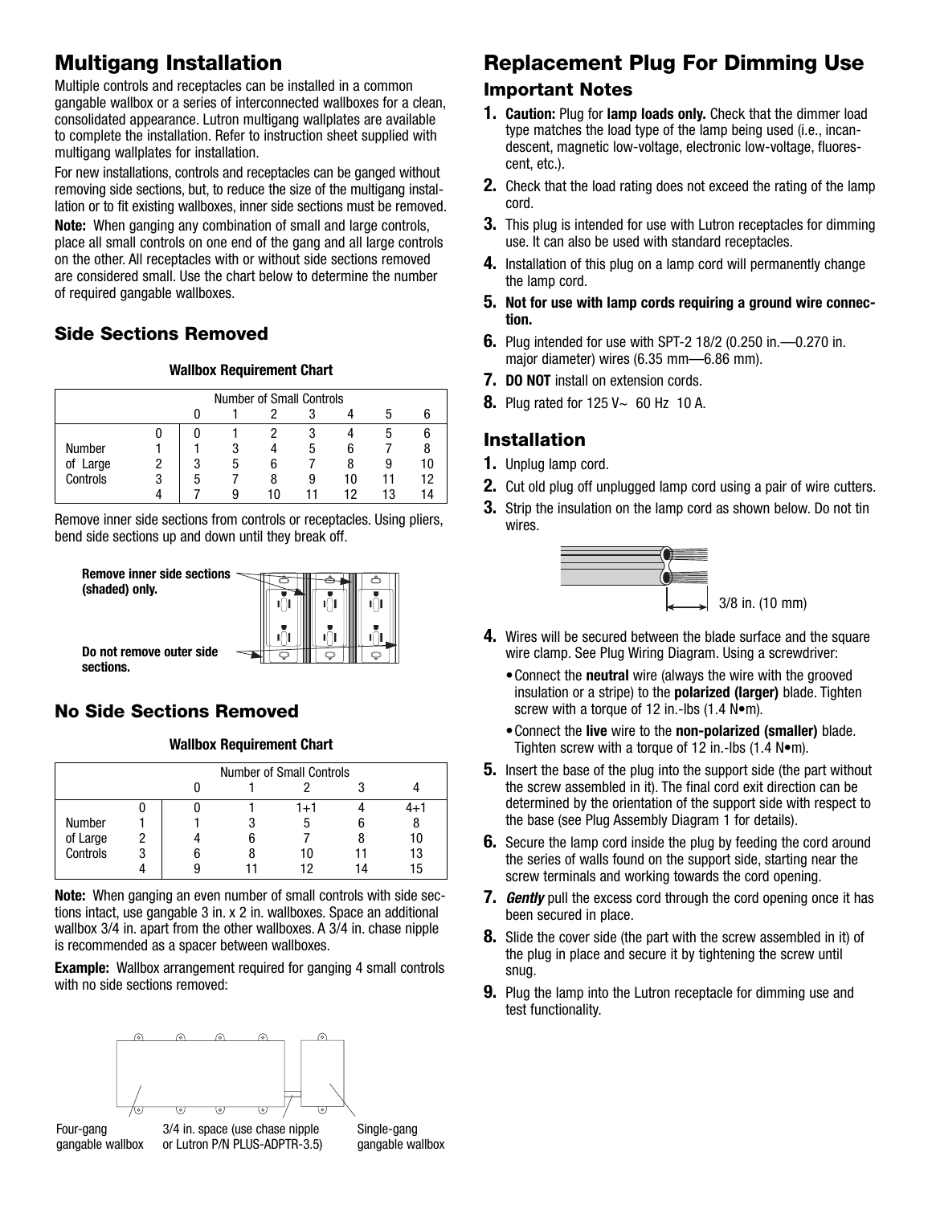## Multigang Installation

Multiple controls and receptacles can be installed in a common gangable wallbox or a series of interconnected wallboxes for a clean, consolidated appearance. Lutron multigang wallplates are available to complete the installation. Refer to instruction sheet supplied with multigang wallplates for installation.

For new installations, controls and receptacles can be ganged without removing side sections, but, to reduce the size of the multigang installation or to fit existing wallboxes, inner side sections must be removed.

**Note:** When ganging any combination of small and large controls, place all small controls on one end of the gang and all large controls on the other. All receptacles with or without side sections removed are considered small. Use the chart below to determine the number of required gangable wallboxes.

### Side Sections Removed

**Wallbox Requirement Chart**

| | | Number of Small Controls | | | | | | |
|---|---|---|---|---|---|---|---|---|
| | | 0 | 1 | 2 | 3 | 4 | 5 | 6 |
| Number of Large Controls | 0 | 0 | 1 | 2 | 3 | 4 | 5 | 6 |
| | 1 | 1 | 3 | 4 | 5 | 6 | 7 | 8 |
| | 2 | 3 | 5 | 6 | 7 | 8 | 9 | 10 |
| | 3 | 5 | 7 | 8 | 9 | 10 | 11 | 12 |
| | 4 | 7 | 9 | 10 | 11 | 12 | 13 | 14 |

Remove inner side sections from controls or receptacles. Using pliers, bend side sections up and down until they break off.

**Remove inner side sections (shaded) only.**

**Do not remove outer side sections.**

### No Side Sections Removed

**Wallbox Requirement Chart**

| | | Number of Small Controls | | | | |
|---|---|---|---|---|---|---|
| | | 0 | 1 | 2 | 3 | 4 |
| Number of Large Controls | 0 | 0 | 1 | 1+1 | 4 | 4+1 |
| | 1 | 1 | 3 | 5 | 6 | 8 |
| | 2 | 4 | 6 | 7 | 8 | 10 |
| | 3 | 6 | 8 | 10 | 11 | 13 |
| | 4 | 9 | 11 | 12 | 14 | 15 |

**Note:** When ganging an even number of small controls with side sections intact, use gangable 3 in. x 2 in. wallboxes. Space an additional wallbox 3/4 in. apart from the other wallboxes. A 3/4 in. chase nipple is recommended as a spacer between wallboxes.

**Example:** Wallbox arrangement required for ganging 4 small controls with no side sections removed:

Four-gang gangable wallbox

3/4 in. space (use chase nipple or Lutron P/N PLUS-ADPTR-3.5)

Single-gang gangable wallbox

## Replacement Plug For Dimming Use

### Important Notes

1. **Caution:** Plug for **lamp loads only.** Check that the dimmer load type matches the load type of the lamp being used (i.e., incandescent, magnetic low-voltage, electronic low-voltage, fluorescent, etc.).
2. Check that the load rating does not exceed the rating of the lamp cord.
3. This plug is intended for use with Lutron receptacles for dimming use. It can also be used with standard receptacles.
4. Installation of this plug on a lamp cord will permanently change the lamp cord.
5. **Not for use with lamp cords requiring a ground wire connection.**
6. Plug intended for use with SPT-2 18/2 (0.250 in.—0.270 in. major diameter) wires (6.35 mm—6.86 mm).
7. **DO NOT** install on extension cords.
8. Plug rated for 125 V~ 60 Hz 10 A.

### Installation

1. Unplug lamp cord.
2. Cut old plug off unplugged lamp cord using a pair of wire cutters.
3. Strip the insulation on the lamp cord as shown below. Do not tin wires.

   3/8 in. (10 mm)

4. Wires will be secured between the blade surface and the square wire clamp. See Plug Wiring Diagram. Using a screwdriver:
   - Connect the **neutral** wire (always the wire with the grooved insulation or a stripe) to the **polarized (larger)** blade. Tighten screw with a torque of 12 in.-lbs (1.4 N•m).
   - Connect the **live** wire to the **non-polarized (smaller)** blade. Tighten screw with a torque of 12 in.-lbs (1.4 N•m).
5. Insert the base of the plug into the support side (the part without the screw assembled in it). The final cord exit direction can be determined by the orientation of the support side with respect to the base (see Plug Assembly Diagram 1 for details).
6. Secure the lamp cord inside the plug by feeding the cord around the series of walls found on the support side, starting near the screw terminals and working towards the cord opening.
7. ***Gently*** pull the excess cord through the cord opening once it has been secured in place.
8. Slide the cover side (the part with the screw assembled in it) of the plug in place and secure it by tightening the screw until snug.
9. Plug the lamp into the Lutron receptacle for dimming use and test functionality.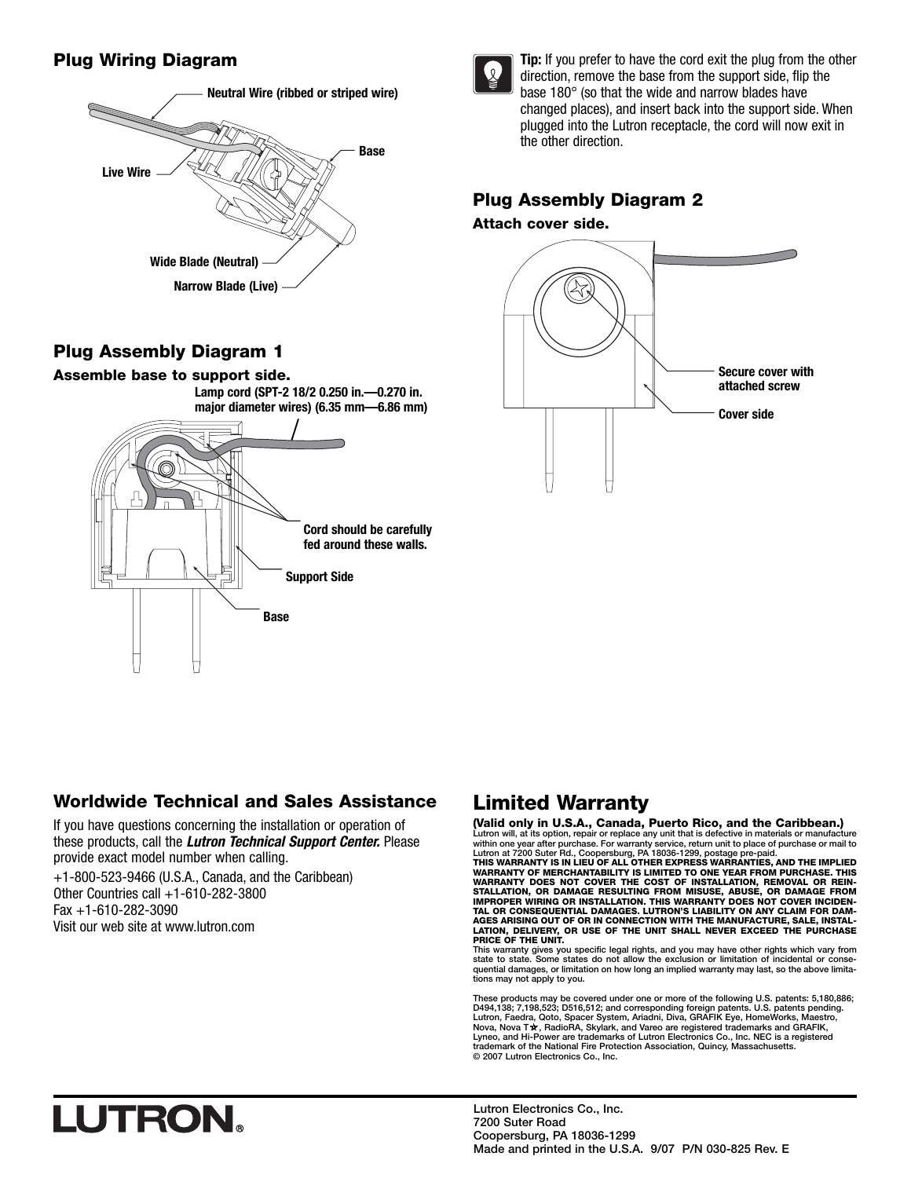## Plug Wiring Diagram

Neutral Wire (ribbed or striped wire)

Base

Live Wire

Wide Blade (Neutral)

Narrow Blade (Live)

## Plug Assembly Diagram 1

**Assemble base to support side.**

Lamp cord (SPT-2 18/2 0.250 in.—0.270 in. major diameter wires) (6.35 mm—6.86 mm)

Cord should be carefully fed around these walls.

Support Side

Base

**Tip:** If you prefer to have the cord exit the plug from the other direction, remove the base from the support side, flip the base 180° (so that the wide and narrow blades have changed places), and insert back into the support side. When plugged into the Lutron receptacle, the cord will now exit in the other direction.

## Plug Assembly Diagram 2

**Attach cover side.**

Secure cover with attached screw

Cover side

## Worldwide Technical and Sales Assistance

If you have questions concerning the installation or operation of these products, call the ***Lutron Technical Support Center.*** Please provide exact model number when calling.

+1-800-523-9466 (U.S.A., Canada, and the Caribbean)
Other Countries call +1-610-282-3800
Fax +1-610-282-3090
Visit our web site at www.lutron.com

# Limited Warranty

**(Valid only in U.S.A., Canada, Puerto Rico, and the Caribbean.)**
Lutron will, at its option, repair or replace any unit that is defective in materials or manufacture within one year after purchase. For warranty service, return unit to place of purchase or mail to Lutron at 7200 Suter Rd., Coopersburg, PA 18036-1299, postage pre-paid.
**THIS WARRANTY IS IN LIEU OF ALL OTHER EXPRESS WARRANTIES, AND THE IMPLIED WARRANTY OF MERCHANTABILITY IS LIMITED TO ONE YEAR FROM PURCHASE. THIS WARRANTY DOES NOT COVER THE COST OF INSTALLATION, REMOVAL OR REINSTALLATION, OR DAMAGE RESULTING FROM MISUSE, ABUSE, OR DAMAGE FROM IMPROPER WIRING OR INSTALLATION. THIS WARRANTY DOES NOT COVER INCIDENTAL OR CONSEQUENTIAL DAMAGES. LUTRON'S LIABILITY ON ANY CLAIM FOR DAMAGES ARISING OUT OF OR IN CONNECTION WITH THE MANUFACTURE, SALE, INSTALLATION, DELIVERY, OR USE OF THE UNIT SHALL NEVER EXCEED THE PURCHASE PRICE OF THE UNIT.**
This warranty gives you specific legal rights, and you may have other rights which vary from state to state. Some states do not allow the exclusion or limitation of incidental or consequential damages, or limitation on how long an implied warranty may last, so the above limitations may not apply to you.

These products may be covered under one or more of the following U.S. patents: 5,180,886; D494,138; 7,198,523; D516,512; and corresponding foreign patents. U.S. patents pending. Lutron, Faedra, Qoto, Spacer System, Ariadni, Diva, GRAFIK Eye, HomeWorks, Maestro, Nova, Nova T★, RadioRA, Skylark, and Vareo are registered trademarks and GRAFIK, Lyneo, and Hi-Power are trademarks of Lutron Electronics Co., Inc. NEC is a registered trademark of the National Fire Protection Association, Quincy, Massachusetts.
© 2007 Lutron Electronics Co., Inc.

LUTRON®

Lutron Electronics Co., Inc.
7200 Suter Road
Coopersburg, PA 18036-1299
Made and printed in the U.S.A. 9/07 P/N 030-825 Rev. E